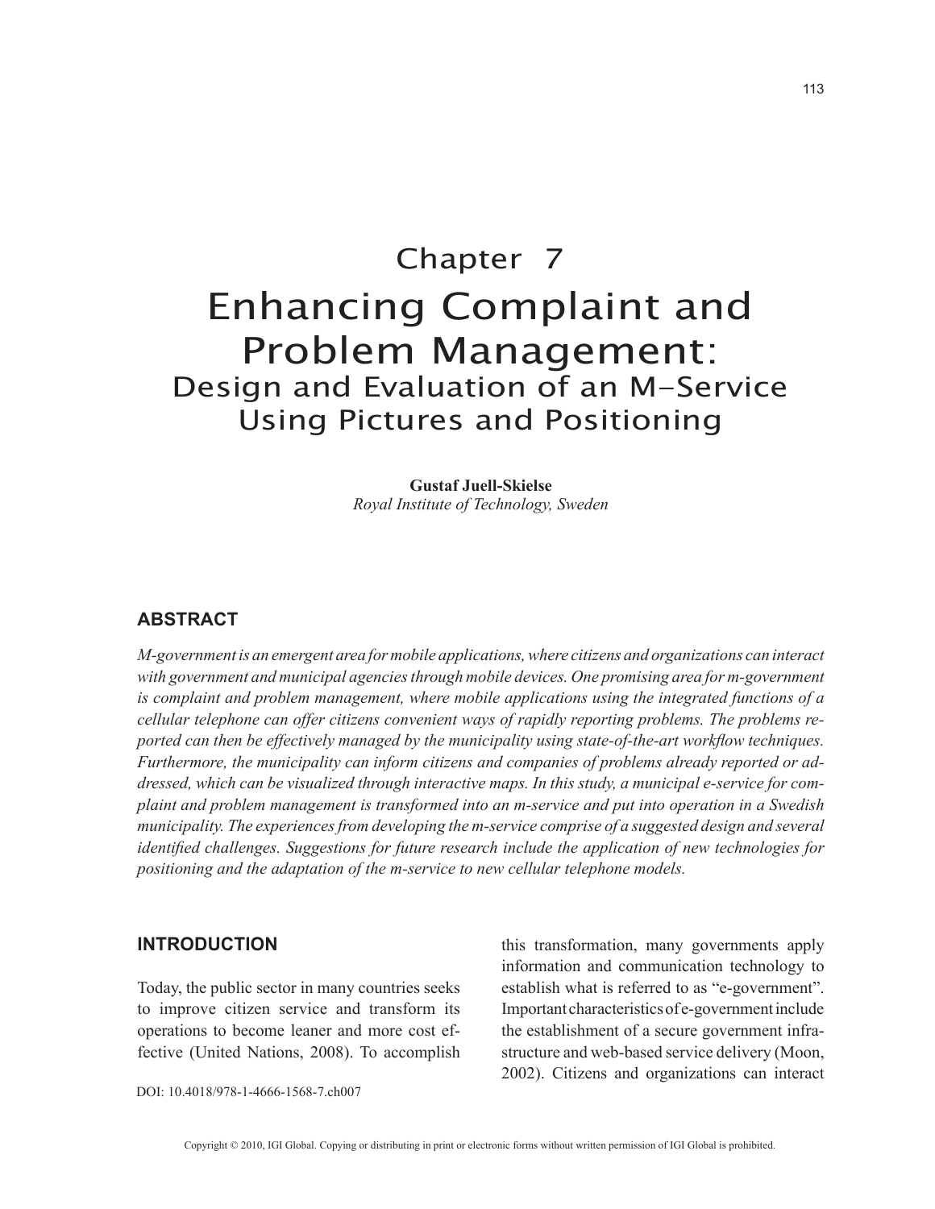# Chapter 7

# Enhancing Complaint and Problem Management:
## Design and Evaluation of an M-Service Using Pictures and Positioning

**Gustaf Juell-Skielse**
*Royal Institute of Technology, Sweden*

## ABSTRACT

*M-government is an emergent area for mobile applications, where citizens and organizations can interact with government and municipal agencies through mobile devices. One promising area for m-government is complaint and problem management, where mobile applications using the integrated functions of a cellular telephone can offer citizens convenient ways of rapidly reporting problems. The problems reported can then be effectively managed by the municipality using state-of-the-art workflow techniques. Furthermore, the municipality can inform citizens and companies of problems already reported or addressed, which can be visualized through interactive maps. In this study, a municipal e-service for complaint and problem management is transformed into an m-service and put into operation in a Swedish municipality. The experiences from developing the m-service comprise of a suggested design and several identified challenges. Suggestions for future research include the application of new technologies for positioning and the adaptation of the m-service to new cellular telephone models.*

## INTRODUCTION

Today, the public sector in many countries seeks to improve citizen service and transform its operations to become leaner and more cost effective (United Nations, 2008). To accomplish this transformation, many governments apply information and communication technology to establish what is referred to as "e-government". Important characteristics of e-government include the establishment of a secure government infrastructure and web-based service delivery (Moon, 2002). Citizens and organizations can interact

DOI: 10.4018/978-1-4666-1568-7.ch007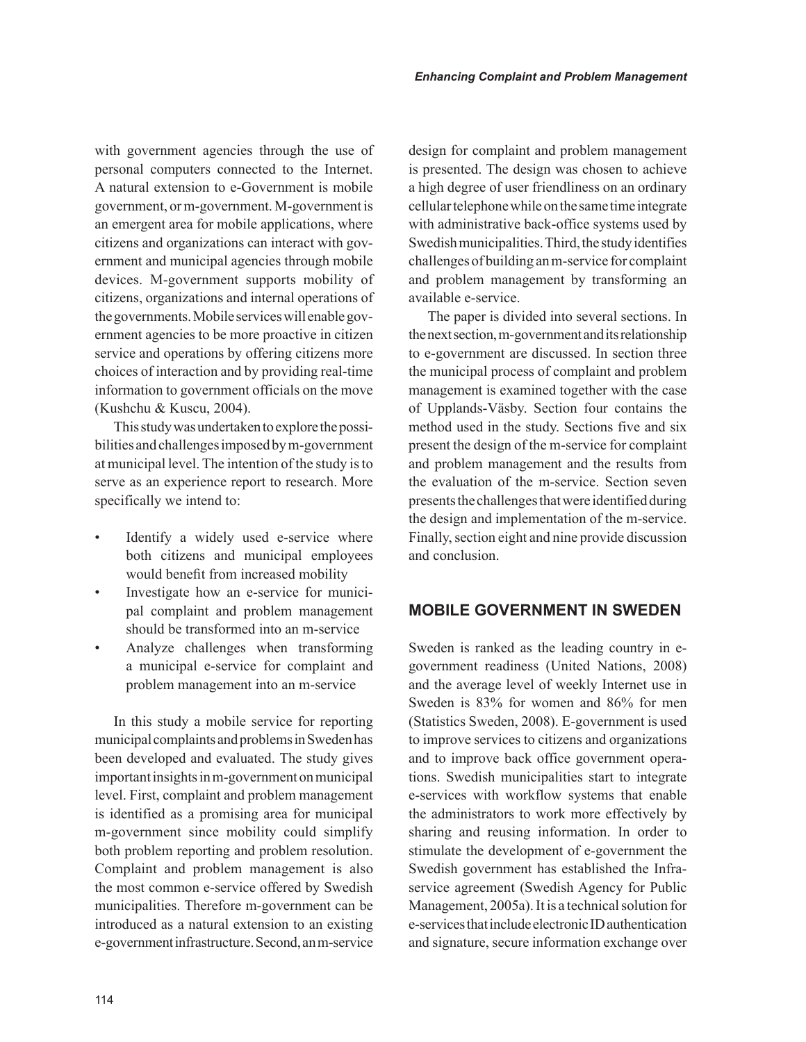with government agencies through the use of personal computers connected to the Internet. A natural extension to e-Government is mobile government, or m-government. M-government is an emergent area for mobile applications, where citizens and organizations can interact with government and municipal agencies through mobile devices. M-government supports mobility of citizens, organizations and internal operations of the governments. Mobile services will enable government agencies to be more proactive in citizen service and operations by offering citizens more choices of interaction and by providing real-time information to government officials on the move (Kushchu & Kuscu, 2004).

This study was undertaken to explore the possibilities and challenges imposed by m-government at municipal level. The intention of the study is to serve as an experience report to research. More specifically we intend to:

- Identify a widely used e-service where both citizens and municipal employees would benefit from increased mobility
- Investigate how an e-service for municipal complaint and problem management should be transformed into an m-service
- Analyze challenges when transforming a municipal e-service for complaint and problem management into an m-service

In this study a mobile service for reporting municipal complaints and problems in Sweden has been developed and evaluated. The study gives important insights in m-government on municipal level. First, complaint and problem management is identified as a promising area for municipal m-government since mobility could simplify both problem reporting and problem resolution. Complaint and problem management is also the most common e-service offered by Swedish municipalities. Therefore m-government can be introduced as a natural extension to an existing e-government infrastructure. Second, an m-service design for complaint and problem management is presented. The design was chosen to achieve a high degree of user friendliness on an ordinary cellular telephone while on the same time integrate with administrative back-office systems used by Swedish municipalities. Third, the study identifies challenges of building an m-service for complaint and problem management by transforming an available e-service.

The paper is divided into several sections. In the next section, m-government and its relationship to e-government are discussed. In section three the municipal process of complaint and problem management is examined together with the case of Upplands-Väsby. Section four contains the method used in the study. Sections five and six present the design of the m-service for complaint and problem management and the results from the evaluation of the m-service. Section seven presents the challenges that were identified during the design and implementation of the m-service. Finally, section eight and nine provide discussion and conclusion.

## MOBILE GOVERNMENT IN SWEDEN

Sweden is ranked as the leading country in e-government readiness (United Nations, 2008) and the average level of weekly Internet use in Sweden is 83% for women and 86% for men (Statistics Sweden, 2008). E-government is used to improve services to citizens and organizations and to improve back office government operations. Swedish municipalities start to integrate e-services with workflow systems that enable the administrators to work more effectively by sharing and reusing information. In order to stimulate the development of e-government the Swedish government has established the Infra-service agreement (Swedish Agency for Public Management, 2005a). It is a technical solution for e-services that include electronic ID authentication and signature, secure information exchange over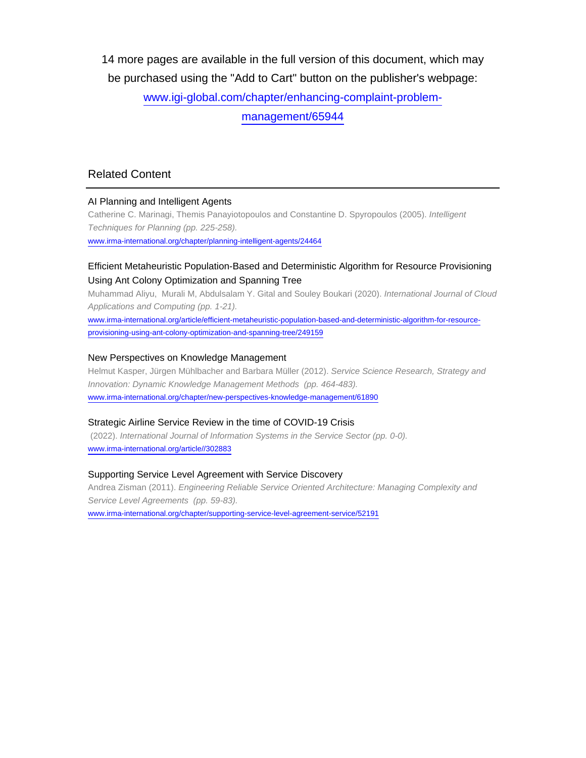14 more pages are available in the full version of this document, which may be purchased using the "Add to Cart" button on the publisher's webpage:
www.igi-global.com/chapter/enhancing-complaint-problem-management/65944

## Related Content

AI Planning and Intelligent Agents
Catherine C. Marinagi, Themis Panayiotopoulos and Constantine D. Spyropoulos (2005). *Intelligent Techniques for Planning (pp. 225-258).*
www.irma-international.org/chapter/planning-intelligent-agents/24464

Efficient Metaheuristic Population-Based and Deterministic Algorithm for Resource Provisioning Using Ant Colony Optimization and Spanning Tree
Muhammad Aliyu, Murali M, Abdulsalam Y. Gital and Souley Boukari (2020). *International Journal of Cloud Applications and Computing (pp. 1-21).*
www.irma-international.org/article/efficient-metaheuristic-population-based-and-deterministic-algorithm-for-resource-provisioning-using-ant-colony-optimization-and-spanning-tree/249159

New Perspectives on Knowledge Management
Helmut Kasper, Jürgen Mühlbacher and Barbara Müller (2012). *Service Science Research, Strategy and Innovation: Dynamic Knowledge Management Methods (pp. 464-483).*
www.irma-international.org/chapter/new-perspectives-knowledge-management/61890

Strategic Airline Service Review in the time of COVID-19 Crisis
(2022). *International Journal of Information Systems in the Service Sector (pp. 0-0).*
www.irma-international.org/article//302883

Supporting Service Level Agreement with Service Discovery
Andrea Zisman (2011). *Engineering Reliable Service Oriented Architecture: Managing Complexity and Service Level Agreements (pp. 59-83).*
www.irma-international.org/chapter/supporting-service-level-agreement-service/52191